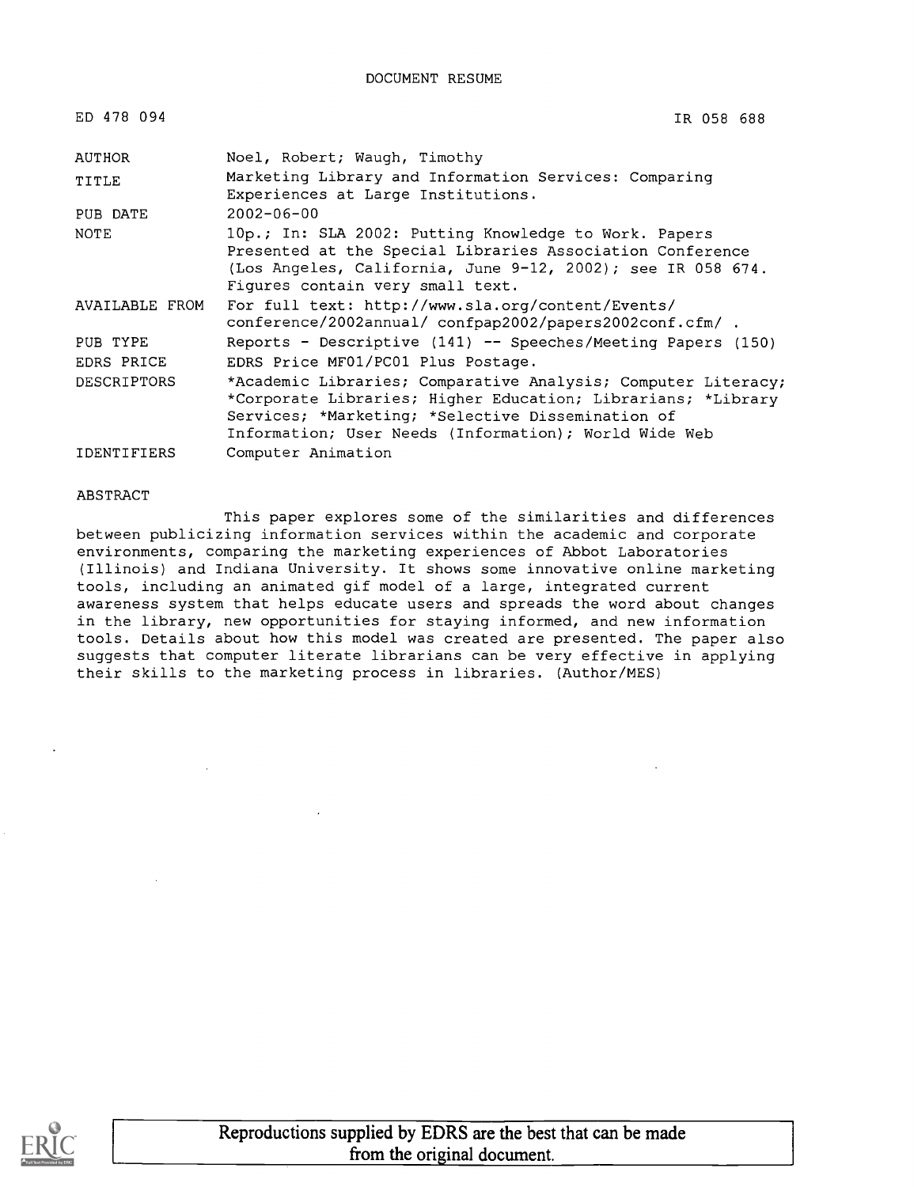DOCUMENT RESUME

| ED 478 094 | IR 058 688 |
|---|---|
| AUTHOR | Noel, Robert; Waugh, Timothy |
| TITLE | Marketing Library and Information Services: Comparing Experiences at Large Institutions. |
| PUB DATE | 2002-06-00 |
| NOTE | 10p.; In: SLA 2002: Putting Knowledge to Work. Papers Presented at the Special Libraries Association Conference (Los Angeles, California, June 9-12, 2002); see IR 058 674. Figures contain very small text. |
| AVAILABLE FROM | For full text: http://www.sla.org/content/Events/ conference/2002annual/ confpap2002/papers2002conf.cfm/ . |
| PUB TYPE | Reports - Descriptive (141) -- Speeches/Meeting Papers (150) |
| EDRS PRICE | EDRS Price MF01/PC01 Plus Postage. |
| DESCRIPTORS | *Academic Libraries; Comparative Analysis; Computer Literacy; *Corporate Libraries; Higher Education; Librarians; *Library Services; *Marketing; *Selective Dissemination of Information; User Needs (Information); World Wide Web |
| IDENTIFIERS | Computer Animation |

ABSTRACT

This paper explores some of the similarities and differences between publicizing information services within the academic and corporate environments, comparing the marketing experiences of Abbot Laboratories (Illinois) and Indiana University. It shows some innovative online marketing tools, including an animated gif model of a large, integrated current awareness system that helps educate users and spreads the word about changes in the library, new opportunities for staying informed, and new information tools. Details about how this model was created are presented. The paper also suggests that computer literate librarians can be very effective in applying their skills to the marketing process in libraries. (Author/MES)

Reproductions supplied by EDRS are the best that can be made from the original document.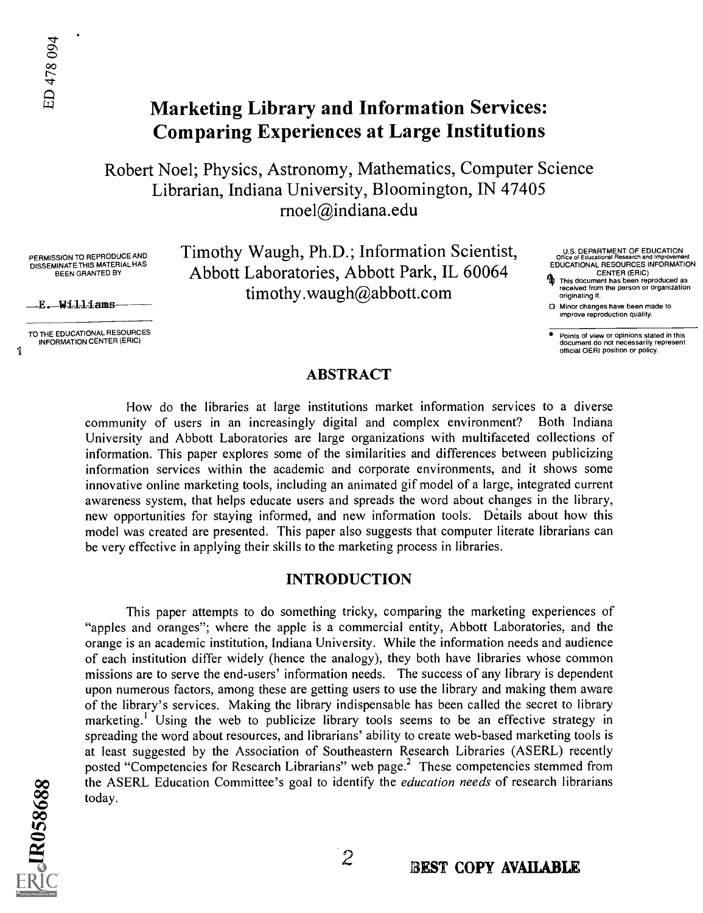# Marketing Library and Information Services: Comparing Experiences at Large Institutions

Robert Noel; Physics, Astronomy, Mathematics, Computer Science Librarian, Indiana University, Bloomington, IN 47405
rnoel@indiana.edu

Timothy Waugh, Ph.D.; Information Scientist, Abbott Laboratories, Abbott Park, IL 60064
timothy.waugh@abbott.com

## ABSTRACT

How do the libraries at large institutions market information services to a diverse community of users in an increasingly digital and complex environment? Both Indiana University and Abbott Laboratories are large organizations with multifaceted collections of information. This paper explores some of the similarities and differences between publicizing information services within the academic and corporate environments, and it shows some innovative online marketing tools, including an animated gif model of a large, integrated current awareness system, that helps educate users and spreads the word about changes in the library, new opportunities for staying informed, and new information tools. Details about how this model was created are presented. This paper also suggests that computer literate librarians can be very effective in applying their skills to the marketing process in libraries.

## INTRODUCTION

This paper attempts to do something tricky, comparing the marketing experiences of "apples and oranges"; where the apple is a commercial entity, Abbott Laboratories, and the orange is an academic institution, Indiana University. While the information needs and audience of each institution differ widely (hence the analogy), they both have libraries whose common missions are to serve the end-users' information needs. The success of any library is dependent upon numerous factors, among these are getting users to use the library and making them aware of the library's services. Making the library indispensable has been called the secret to library marketing.[1] Using the web to publicize library tools seems to be an effective strategy in spreading the word about resources, and librarians' ability to create web-based marketing tools is at least suggested by the Association of Southeastern Research Libraries (ASERL) recently posted "Competencies for Research Librarians" web page.[2] These competencies stemmed from the ASERL Education Committee's goal to identify the *education needs* of research librarians today.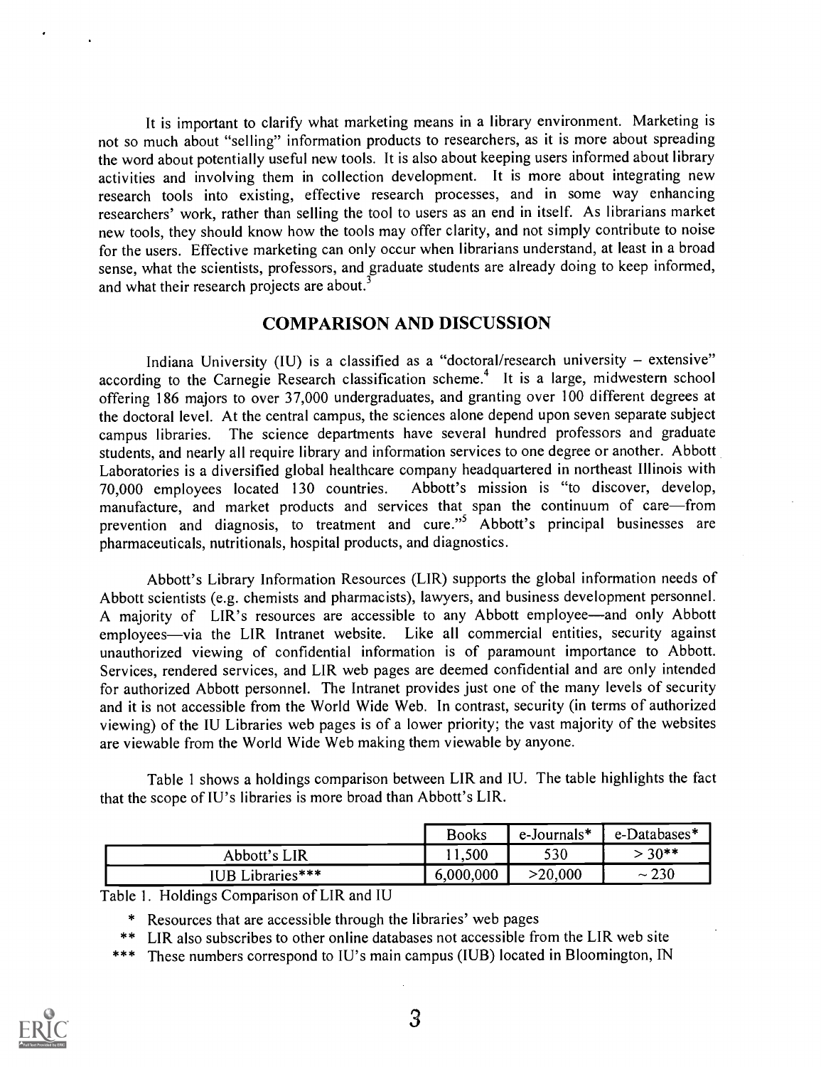It is important to clarify what marketing means in a library environment. Marketing is not so much about "selling" information products to researchers, as it is more about spreading the word about potentially useful new tools. It is also about keeping users informed about library activities and involving them in collection development. It is more about integrating new research tools into existing, effective research processes, and in some way enhancing researchers' work, rather than selling the tool to users as an end in itself. As librarians market new tools, they should know how the tools may offer clarity, and not simply contribute to noise for the users. Effective marketing can only occur when librarians understand, at least in a broad sense, what the scientists, professors, and graduate students are already doing to keep informed, and what their research projects are about.[3]

## COMPARISON AND DISCUSSION

Indiana University (IU) is a classified as a "doctoral/research university – extensive" according to the Carnegie Research classification scheme.[4] It is a large, midwestern school offering 186 majors to over 37,000 undergraduates, and granting over 100 different degrees at the doctoral level. At the central campus, the sciences alone depend upon seven separate subject campus libraries. The science departments have several hundred professors and graduate students, and nearly all require library and information services to one degree or another. Abbott Laboratories is a diversified global healthcare company headquartered in northeast Illinois with 70,000 employees located 130 countries. Abbott's mission is "to discover, develop, manufacture, and market products and services that span the continuum of care—from prevention and diagnosis, to treatment and cure."[5] Abbott's principal businesses are pharmaceuticals, nutritionals, hospital products, and diagnostics.

Abbott's Library Information Resources (LIR) supports the global information needs of Abbott scientists (e.g. chemists and pharmacists), lawyers, and business development personnel. A majority of LIR's resources are accessible to any Abbott employee—and only Abbott employees—via the LIR Intranet website. Like all commercial entities, security against unauthorized viewing of confidential information is of paramount importance to Abbott. Services, rendered services, and LIR web pages are deemed confidential and are only intended for authorized Abbott personnel. The Intranet provides just one of the many levels of security and it is not accessible from the World Wide Web. In contrast, security (in terms of authorized viewing) of the IU Libraries web pages is of a lower priority; the vast majority of the websites are viewable from the World Wide Web making them viewable by anyone.

Table 1 shows a holdings comparison between LIR and IU. The table highlights the fact that the scope of IU's libraries is more broad than Abbott's LIR.

| | Books | e-Journals* | e-Databases* |
|---|---|---|---|
| Abbott's LIR | 11,500 | 530 | > 30** |
| IUB Libraries*** | 6,000,000 | >20,000 | ~ 230 |

Table 1. Holdings Comparison of LIR and IU

\* Resources that are accessible through the libraries' web pages

** LIR also subscribes to other online databases not accessible from the LIR web site

*** These numbers correspond to IU's main campus (IUB) located in Bloomington, IN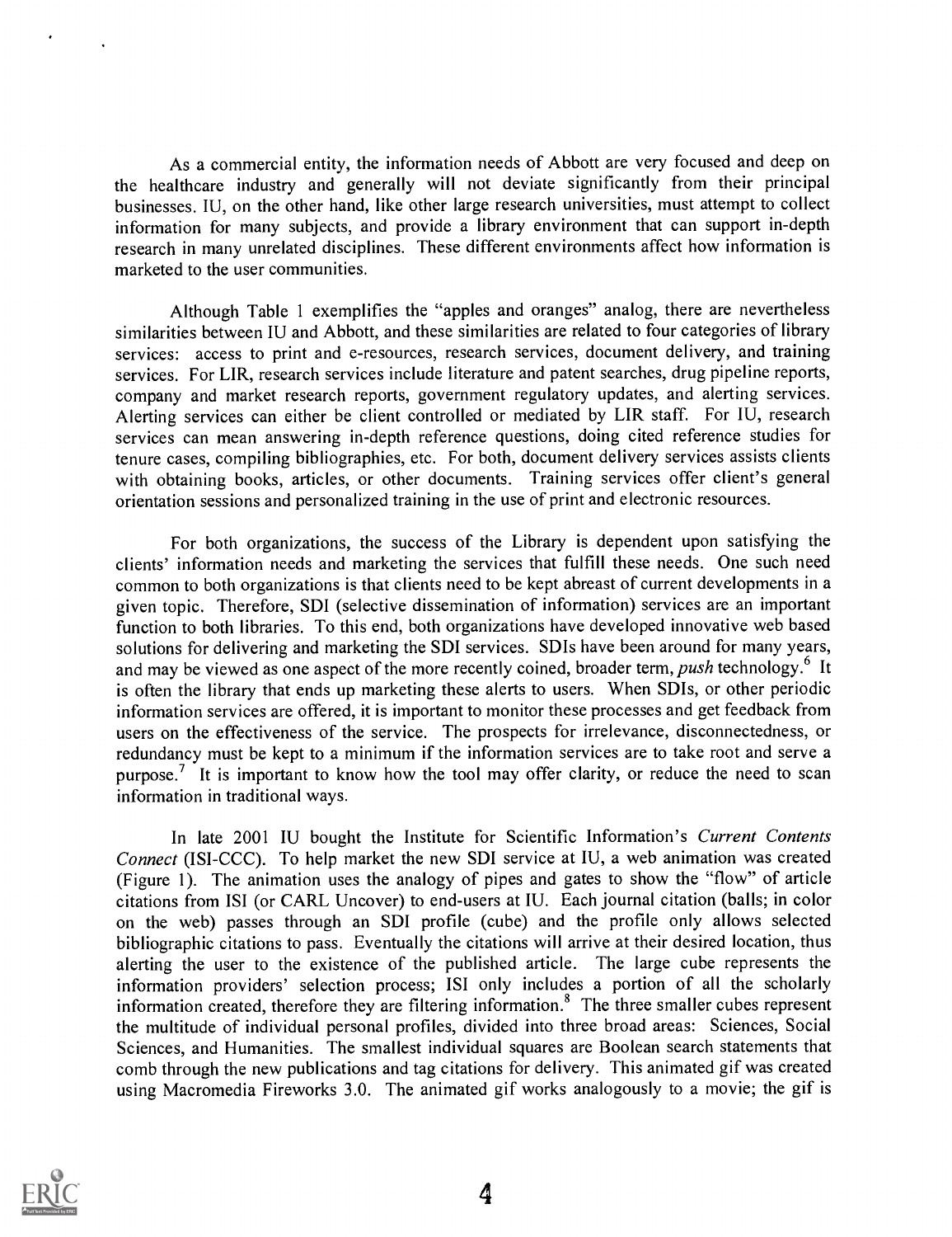As a commercial entity, the information needs of Abbott are very focused and deep on the healthcare industry and generally will not deviate significantly from their principal businesses. IU, on the other hand, like other large research universities, must attempt to collect information for many subjects, and provide a library environment that can support in-depth research in many unrelated disciplines. These different environments affect how information is marketed to the user communities.

Although Table 1 exemplifies the "apples and oranges" analog, there are nevertheless similarities between IU and Abbott, and these similarities are related to four categories of library services: access to print and e-resources, research services, document delivery, and training services. For LIR, research services include literature and patent searches, drug pipeline reports, company and market research reports, government regulatory updates, and alerting services. Alerting services can either be client controlled or mediated by LIR staff. For IU, research services can mean answering in-depth reference questions, doing cited reference studies for tenure cases, compiling bibliographies, etc. For both, document delivery services assists clients with obtaining books, articles, or other documents. Training services offer client's general orientation sessions and personalized training in the use of print and electronic resources.

For both organizations, the success of the Library is dependent upon satisfying the clients' information needs and marketing the services that fulfill these needs. One such need common to both organizations is that clients need to be kept abreast of current developments in a given topic. Therefore, SDI (selective dissemination of information) services are an important function to both libraries. To this end, both organizations have developed innovative web based solutions for delivering and marketing the SDI services. SDIs have been around for many years, and may be viewed as one aspect of the more recently coined, broader term, *push* technology.[6] It is often the library that ends up marketing these alerts to users. When SDIs, or other periodic information services are offered, it is important to monitor these processes and get feedback from users on the effectiveness of the service. The prospects for irrelevance, disconnectedness, or redundancy must be kept to a minimum if the information services are to take root and serve a purpose.[7] It is important to know how the tool may offer clarity, or reduce the need to scan information in traditional ways.

In late 2001 IU bought the Institute for Scientific Information's *Current Contents Connect* (ISI-CCC). To help market the new SDI service at IU, a web animation was created (Figure 1). The animation uses the analogy of pipes and gates to show the "flow" of article citations from ISI (or CARL Uncover) to end-users at IU. Each journal citation (balls; in color on the web) passes through an SDI profile (cube) and the profile only allows selected bibliographic citations to pass. Eventually the citations will arrive at their desired location, thus alerting the user to the existence of the published article. The large cube represents the information providers' selection process; ISI only includes a portion of all the scholarly information created, therefore they are filtering information.[8] The three smaller cubes represent the multitude of individual personal profiles, divided into three broad areas: Sciences, Social Sciences, and Humanities. The smallest individual squares are Boolean search statements that comb through the new publications and tag citations for delivery. This animated gif was created using Macromedia Fireworks 3.0. The animated gif works analogously to a movie; the gif is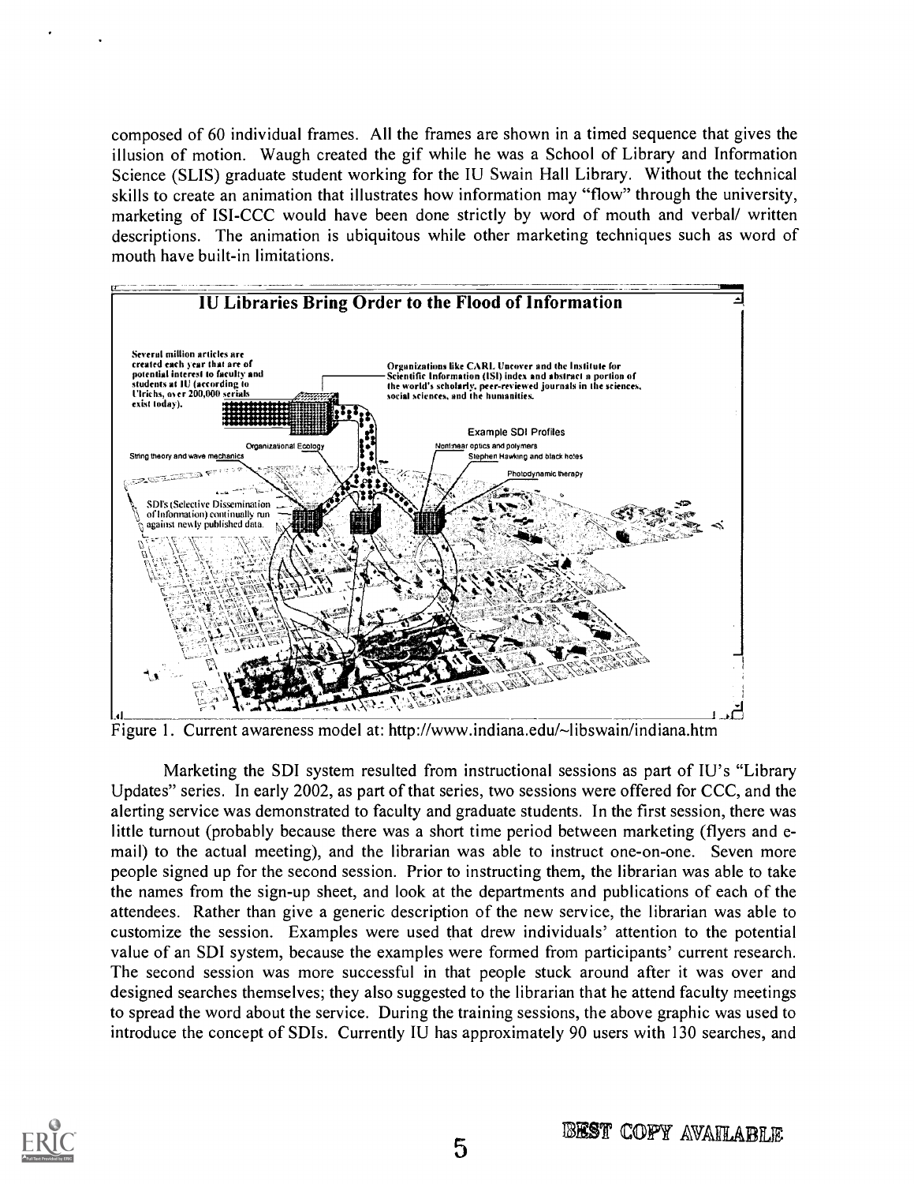composed of 60 individual frames. All the frames are shown in a timed sequence that gives the illusion of motion. Waugh created the gif while he was a School of Library and Information Science (SLIS) graduate student working for the IU Swain Hall Library. Without the technical skills to create an animation that illustrates how information may "flow" through the university, marketing of ISI-CCC would have been done strictly by word of mouth and verbal/ written descriptions. The animation is ubiquitous while other marketing techniques such as word of mouth have built-in limitations.

Figure 1. Current awareness model at: http://www.indiana.edu/~libswain/indiana.htm

Marketing the SDI system resulted from instructional sessions as part of IU's "Library Updates" series. In early 2002, as part of that series, two sessions were offered for CCC, and the alerting service was demonstrated to faculty and graduate students. In the first session, there was little turnout (probably because there was a short time period between marketing (flyers and e-mail) to the actual meeting), and the librarian was able to instruct one-on-one. Seven more people signed up for the second session. Prior to instructing them, the librarian was able to take the names from the sign-up sheet, and look at the departments and publications of each of the attendees. Rather than give a generic description of the new service, the librarian was able to customize the session. Examples were used that drew individuals' attention to the potential value of an SDI system, because the examples were formed from participants' current research. The second session was more successful in that people stuck around after it was over and designed searches themselves; they also suggested to the librarian that he attend faculty meetings to spread the word about the service. During the training sessions, the above graphic was used to introduce the concept of SDIs. Currently IU has approximately 90 users with 130 searches, and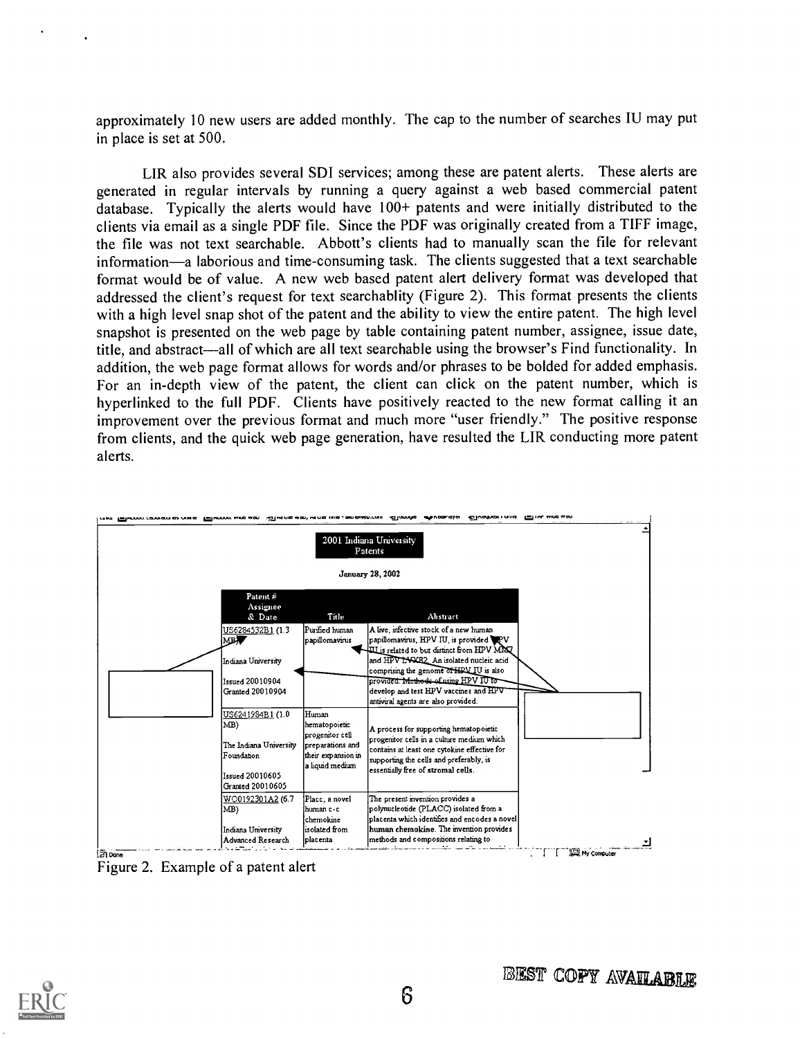approximately 10 new users are added monthly. The cap to the number of searches IU may put in place is set at 500.

LIR also provides several SDI services; among these are patent alerts. These alerts are generated in regular intervals by running a query against a web based commercial patent database. Typically the alerts would have 100+ patents and were initially distributed to the clients via email as a single PDF file. Since the PDF was originally created from a TIFF image, the file was not text searchable. Abbott's clients had to manually scan the file for relevant information—a laborious and time-consuming task. The clients suggested that a text searchable format would be of value. A new web based patent alert delivery format was developed that addressed the client's request for text searchablity (Figure 2). This format presents the clients with a high level snap shot of the patent and the ability to view the entire patent. The high level snapshot is presented on the web page by table containing patent number, assignee, issue date, title, and abstract—all of which are all text searchable using the browser's Find functionality. In addition, the web page format allows for words and/or phrases to be bolded for added emphasis. For an in-depth view of the patent, the client can click on the patent number, which is hyperlinked to the full PDF. Clients have positively reacted to the new format calling it an improvement over the previous format and much more "user friendly." The positive response from clients, and the quick web page generation, have resulted the LIR conducting more patent alerts.

2001 Indiana University Patents

January 28, 2002

| Patent # Assignee & Date | Title | Abstract |
|---|---|---|
| US6284532B1 (1.3 MB) Indiana University Issued 20010904 Granted 20010904 | Purified human papillomavirus | A live, infective stock of a new human papillomavirus, HPV IU, is provided. HPV IU is related to but distinct from HPV MM7 and HPV LVX82. An isolated nucleic acid comprising the genome of HPV IU is also provided. Methods of using HPV IU to develop and test HPV vaccines and HPV antiviral agents are also provided. |
| US6241984B1 (1.0 MB) The Indiana University Foundation Issued 20010605 Granted 20010605 | Human hematopoietic progenitor cell preparations and their expansion in a liquid medium | A process for supporting hematopoietic progenitor cells in a culture medium which contains at least one cytokine effective for supporting the cells and preferably, is essentially free of stromal cells. |
| WO0192301A2 (6.7 MB) Indiana University Advanced Research | Placc, a novel human c-c chemokine isolated from placenta | The present invention provides a polynucleotide (PLACC) isolated from a placenta which identifies and encodes a novel human chemokine. The invention provides methods and compositions relating to |

Figure 2. Example of a patent alert

BEST COPY AVAILABLE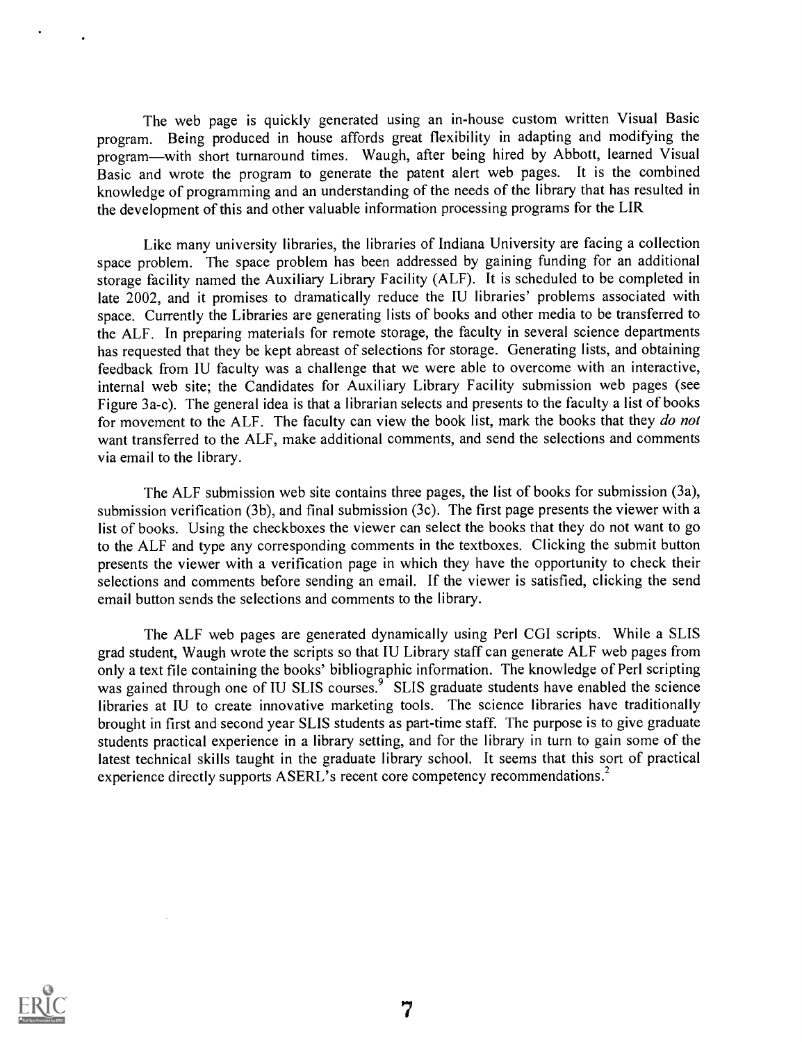The web page is quickly generated using an in-house custom written Visual Basic program. Being produced in house affords great flexibility in adapting and modifying the program—with short turnaround times. Waugh, after being hired by Abbott, learned Visual Basic and wrote the program to generate the patent alert web pages. It is the combined knowledge of programming and an understanding of the needs of the library that has resulted in the development of this and other valuable information processing programs for the LIR

Like many university libraries, the libraries of Indiana University are facing a collection space problem. The space problem has been addressed by gaining funding for an additional storage facility named the Auxiliary Library Facility (ALF). It is scheduled to be completed in late 2002, and it promises to dramatically reduce the IU libraries' problems associated with space. Currently the Libraries are generating lists of books and other media to be transferred to the ALF. In preparing materials for remote storage, the faculty in several science departments has requested that they be kept abreast of selections for storage. Generating lists, and obtaining feedback from IU faculty was a challenge that we were able to overcome with an interactive, internal web site; the Candidates for Auxiliary Library Facility submission web pages (see Figure 3a-c). The general idea is that a librarian selects and presents to the faculty a list of books for movement to the ALF. The faculty can view the book list, mark the books that they *do not* want transferred to the ALF, make additional comments, and send the selections and comments via email to the library.

The ALF submission web site contains three pages, the list of books for submission (3a), submission verification (3b), and final submission (3c). The first page presents the viewer with a list of books. Using the checkboxes the viewer can select the books that they do not want to go to the ALF and type any corresponding comments in the textboxes. Clicking the submit button presents the viewer with a verification page in which they have the opportunity to check their selections and comments before sending an email. If the viewer is satisfied, clicking the send email button sends the selections and comments to the library.

The ALF web pages are generated dynamically using Perl CGI scripts. While a SLIS grad student, Waugh wrote the scripts so that IU Library staff can generate ALF web pages from only a text file containing the books' bibliographic information. The knowledge of Perl scripting was gained through one of IU SLIS courses.[9] SLIS graduate students have enabled the science libraries at IU to create innovative marketing tools. The science libraries have traditionally brought in first and second year SLIS students as part-time staff. The purpose is to give graduate students practical experience in a library setting, and for the library in turn to gain some of the latest technical skills taught in the graduate library school. It seems that this sort of practical experience directly supports ASERL's recent core competency recommendations.[2]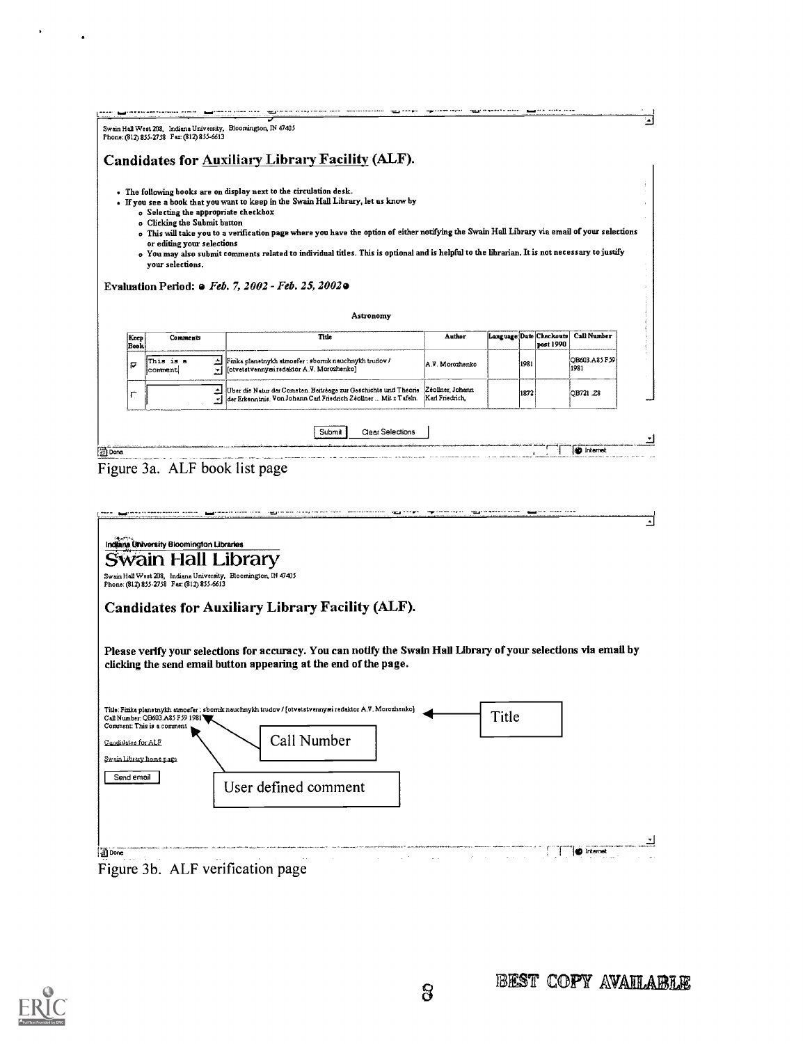Swain Hall West 208, Indiana University, Bloomington, IN 47405
Phone: (812) 855-2758 Fax: (812) 855-6613

## Candidates for Auxiliary Library Facility (ALF).

- The following books are on display next to the circulation desk.
- If you see a book that you want to keep in the Swain Hall Library, let us know by
  - Selecting the appropriate checkbox
  - Clicking the Submit button
  - This will take you to a verification page where you have the option of either notifying the Swain Hall Library via email of your selections or editing your selections
  - You may also submit comments related to individual titles. This is optional and is helpful to the librarian. It is not necessary to justify your selections.

**Evaluation Period:** *Feb. 7, 2002 - Feb. 25, 2002*

Astronomy

| Keep Book | Comments | Title | Author | Language | Date | Checkouts post 1990 | Call Number |
|---|---|---|---|---|---|---|---|
| ☑ | This is a comment | Fizika planetnykh atmosfer : sbornik nauchnykh trudov / [otvetstvennyi redaktor A.V. Morozhenko] | A.V. Morozhenko | | 1981 | | QB603.A85 F59 1981 |
| ☐ | | Über die Natur der Cometen. Beiträge zur Geschichte und Theorie der Erkenntniss. Von Johann Carl Friedrich Zöllner ... Mit x Tafeln. | Zöllner, Johann Karl Friedrich, | | 1872 | | QB721 .Z8 |

Submit | Clear Selections

Figure 3a. ALF book list page

Indiana University Bloomington Libraries

# Swain Hall Library

Swain Hall West 208, Indiana University, Bloomington, IN 47405
Phone: (812) 855-2758 Fax: (812) 855-6613

## Candidates for Auxiliary Library Facility (ALF).

**Please verify your selections for accuracy. You can notify the Swain Hall Library of your selections via email by clicking the send email button appearing at the end of the page.**

Title: Fizika planetnykh atmosfer : sbornik nauchnykh trudov / [otvetstvennyi redaktor A.V. Morozhenko]
Call Number: QB603.A85 F59 1981
Comment: This is a comment

Candidates for ALF

Swain Library home page

Send email

Title

Call Number

User defined comment

Figure 3b. ALF verification page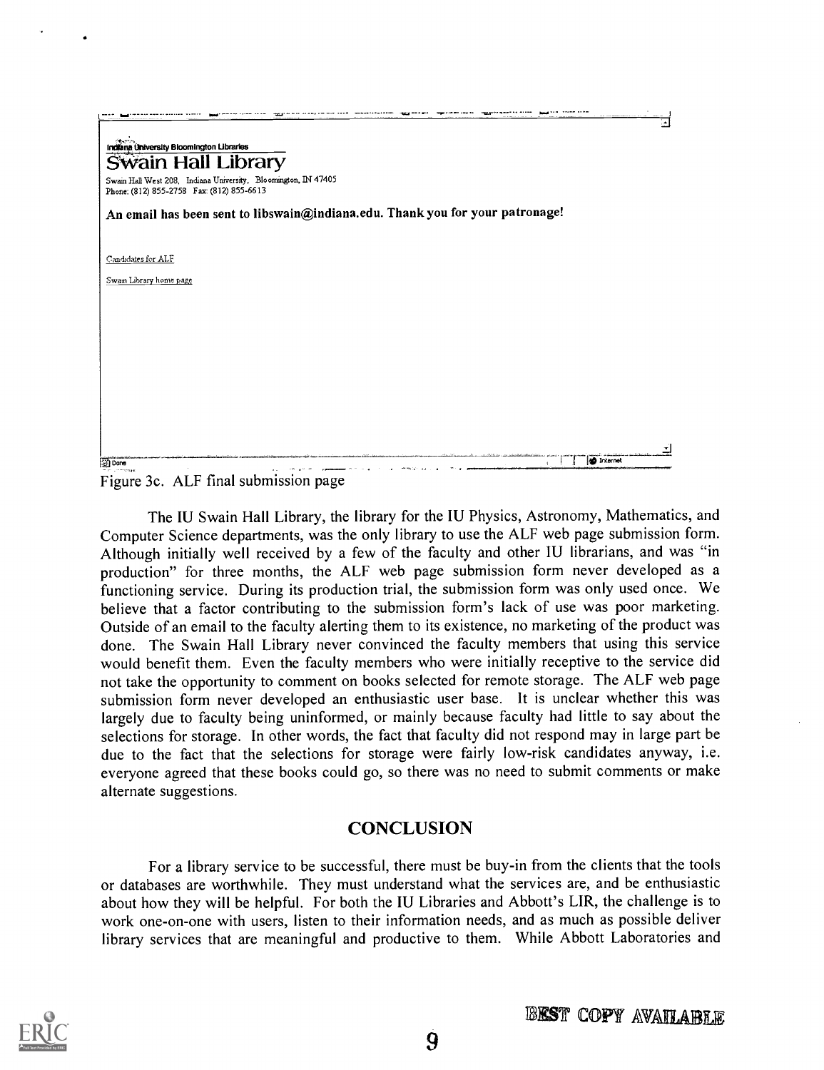Indiana University Bloomington Libraries

**Swain Hall Library**

Swain Hall West 208, Indiana University, Bloomington, IN 47405
Phone: (812) 855-2758 Fax: (812) 855-6613

**An email has been sent to libswain@indiana.edu. Thank you for your patronage!**

Candidates for ALF

Swain Library home page

Figure 3c. ALF final submission page

The IU Swain Hall Library, the library for the IU Physics, Astronomy, Mathematics, and Computer Science departments, was the only library to use the ALF web page submission form. Although initially well received by a few of the faculty and other IU librarians, and was "in production" for three months, the ALF web page submission form never developed as a functioning service. During its production trial, the submission form was only used once. We believe that a factor contributing to the submission form's lack of use was poor marketing. Outside of an email to the faculty alerting them to its existence, no marketing of the product was done. The Swain Hall Library never convinced the faculty members that using this service would benefit them. Even the faculty members who were initially receptive to the service did not take the opportunity to comment on books selected for remote storage. The ALF web page submission form never developed an enthusiastic user base. It is unclear whether this was largely due to faculty being uninformed, or mainly because faculty had little to say about the selections for storage. In other words, the fact that faculty did not respond may in large part be due to the fact that the selections for storage were fairly low-risk candidates anyway, i.e. everyone agreed that these books could go, so there was no need to submit comments or make alternate suggestions.

## CONCLUSION

For a library service to be successful, there must be buy-in from the clients that the tools or databases are worthwhile. They must understand what the services are, and be enthusiastic about how they will be helpful. For both the IU Libraries and Abbott's LIR, the challenge is to work one-on-one with users, listen to their information needs, and as much as possible deliver library services that are meaningful and productive to them. While Abbott Laboratories and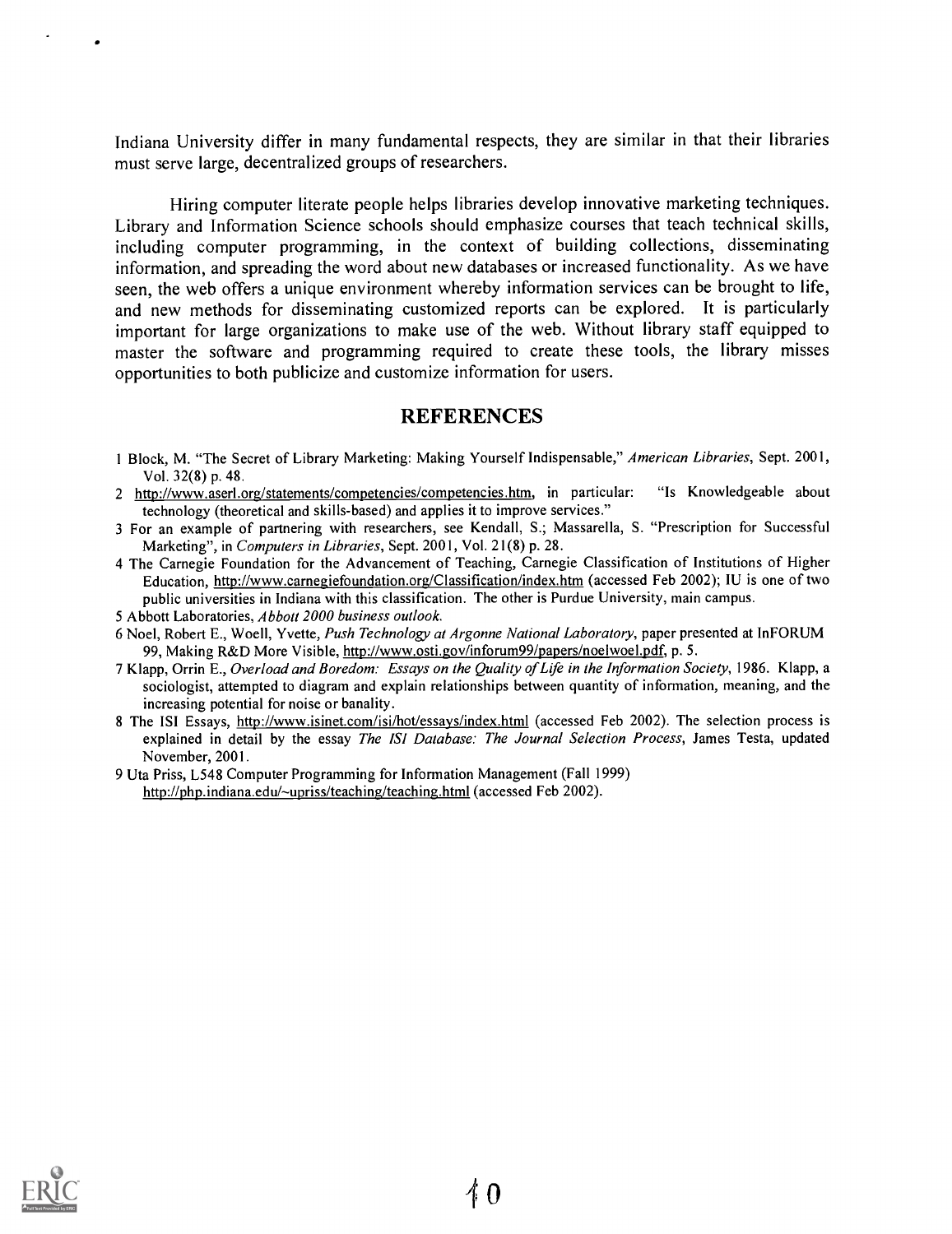Indiana University differ in many fundamental respects, they are similar in that their libraries must serve large, decentralized groups of researchers.

Hiring computer literate people helps libraries develop innovative marketing techniques. Library and Information Science schools should emphasize courses that teach technical skills, including computer programming, in the context of building collections, disseminating information, and spreading the word about new databases or increased functionality. As we have seen, the web offers a unique environment whereby information services can be brought to life, and new methods for disseminating customized reports can be explored. It is particularly important for large organizations to make use of the web. Without library staff equipped to master the software and programming required to create these tools, the library misses opportunities to both publicize and customize information for users.

## REFERENCES

1 Block, M. "The Secret of Library Marketing: Making Yourself Indispensable," *American Libraries*, Sept. 2001, Vol. 32(8) p. 48.

2 http://www.aserl.org/statements/competencies/competencies.htm, in particular: "Is Knowledgeable about technology (theoretical and skills-based) and applies it to improve services."

3 For an example of partnering with researchers, see Kendall, S.; Massarella, S. "Prescription for Successful Marketing", in *Computers in Libraries*, Sept. 2001, Vol. 21(8) p. 28.

4 The Carnegie Foundation for the Advancement of Teaching, Carnegie Classification of Institutions of Higher Education, http://www.carnegiefoundation.org/Classification/index.htm (accessed Feb 2002); IU is one of two public universities in Indiana with this classification. The other is Purdue University, main campus.

5 Abbott Laboratories, *Abbott 2000 business outlook.*

6 Noel, Robert E., Woell, Yvette, *Push Technology at Argonne National Laboratory*, paper presented at InFORUM 99, Making R&D More Visible, http://www.osti.gov/inforum99/papers/noelwoel.pdf, p. 5.

7 Klapp, Orrin E., *Overload and Boredom: Essays on the Quality of Life in the Information Society*, 1986. Klapp, a sociologist, attempted to diagram and explain relationships between quantity of information, meaning, and the increasing potential for noise or banality.

8 The ISI Essays, http://www.isinet.com/isi/hot/essays/index.html (accessed Feb 2002). The selection process is explained in detail by the essay *The ISI Database: The Journal Selection Process*, James Testa, updated November, 2001.

9 Uta Priss, L548 Computer Programming for Information Management (Fall 1999) http://php.indiana.edu/~upriss/teaching/teaching.html (accessed Feb 2002).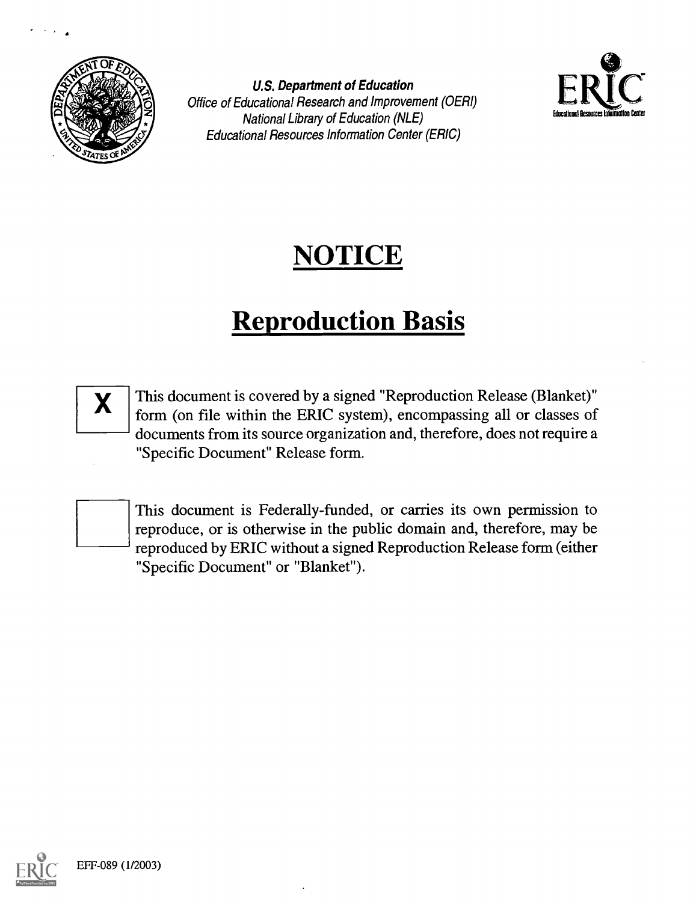**U.S. Department of Education**
*Office of Educational Research and Improvement (OERI)*
*National Library of Education (NLE)*
*Educational Resources Information Center (ERIC)*

ERIC
Educational Resources Information Center

# NOTICE

# Reproduction Basis

- [X] This document is covered by a signed "Reproduction Release (Blanket)" form (on file within the ERIC system), encompassing all or classes of documents from its source organization and, therefore, does not require a "Specific Document" Release form.

- [ ] This document is Federally-funded, or carries its own permission to reproduce, or is otherwise in the public domain and, therefore, may be reproduced by ERIC without a signed Reproduction Release form (either "Specific Document" or "Blanket").

EFF-089 (1/2003)